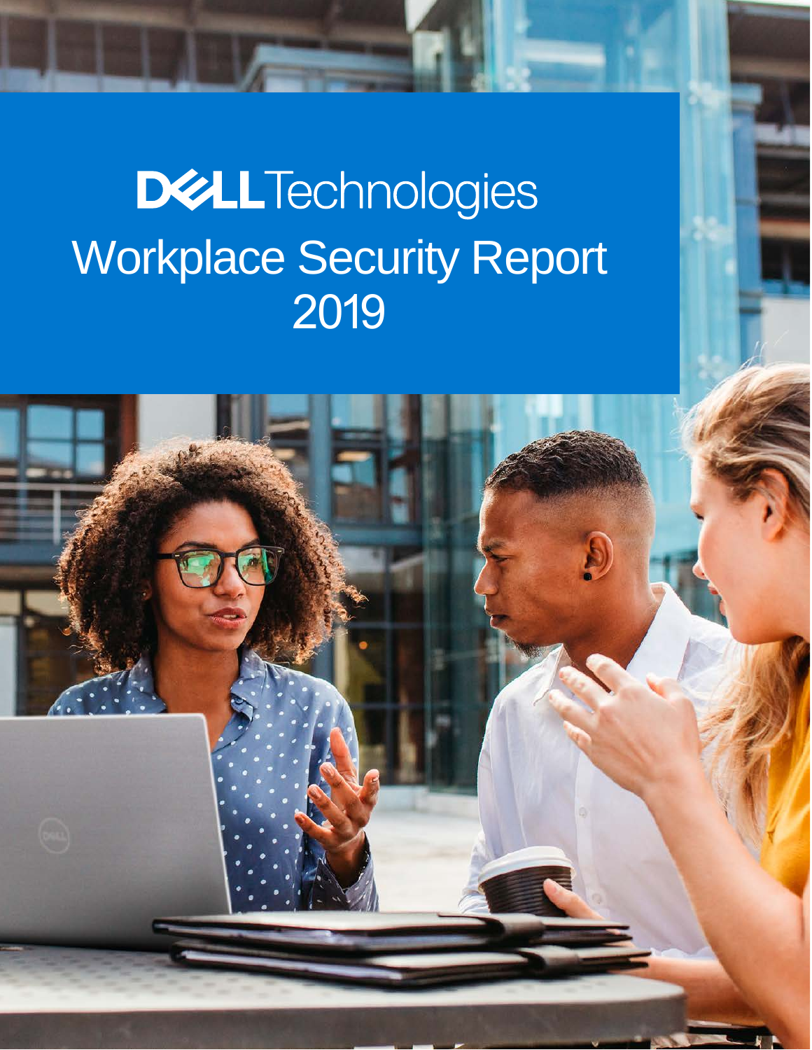# DELL Technologies Workplace Security Report 2019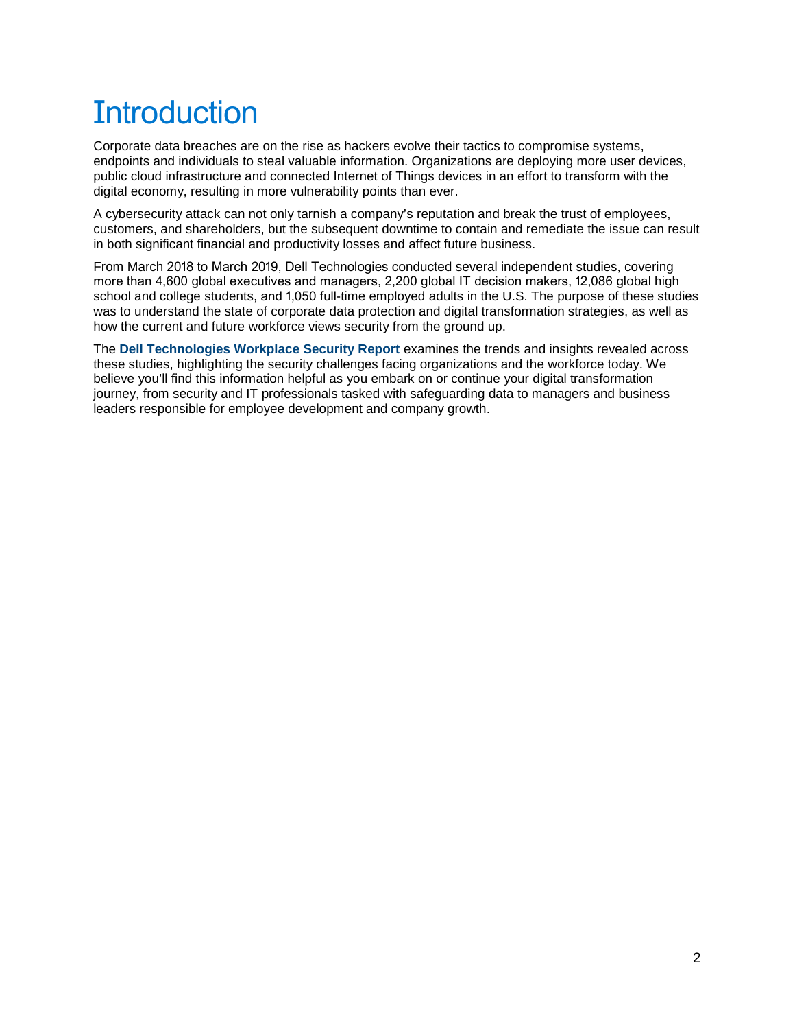# Introduction

Corporate data breaches are on the rise as hackers evolve their tactics to compromise systems, endpoints and individuals to steal valuable information. Organizations are deploying more user devices, public cloud infrastructure and connected Internet of Things devices in an effort to transform with the digital economy, resulting in more vulnerability points than ever.

A cybersecurity attack can not only tarnish a company's reputation and break the trust of employees, customers, and shareholders, but the subsequent downtime to contain and remediate the issue can result in both significant financial and productivity losses and affect future business.

From March 2018 to March 2019, Dell Technologies conducted several independent studies, covering more than 4,600 global executives and managers, 2,200 global IT decision makers, 12,086 global high school and college students, and 1,050 full-time employed adults in the U.S. The purpose of these studies was to understand the state of corporate data protection and digital transformation strategies, as well as how the current and future workforce views security from the ground up.

The **Dell Technologies Workplace Security Report** examines the trends and insights revealed across these studies, highlighting the security challenges facing organizations and the workforce today. We believe you'll find this information helpful as you embark on or continue your digital transformation journey, from security and IT professionals tasked with safeguarding data to managers and business leaders responsible for employee development and company growth.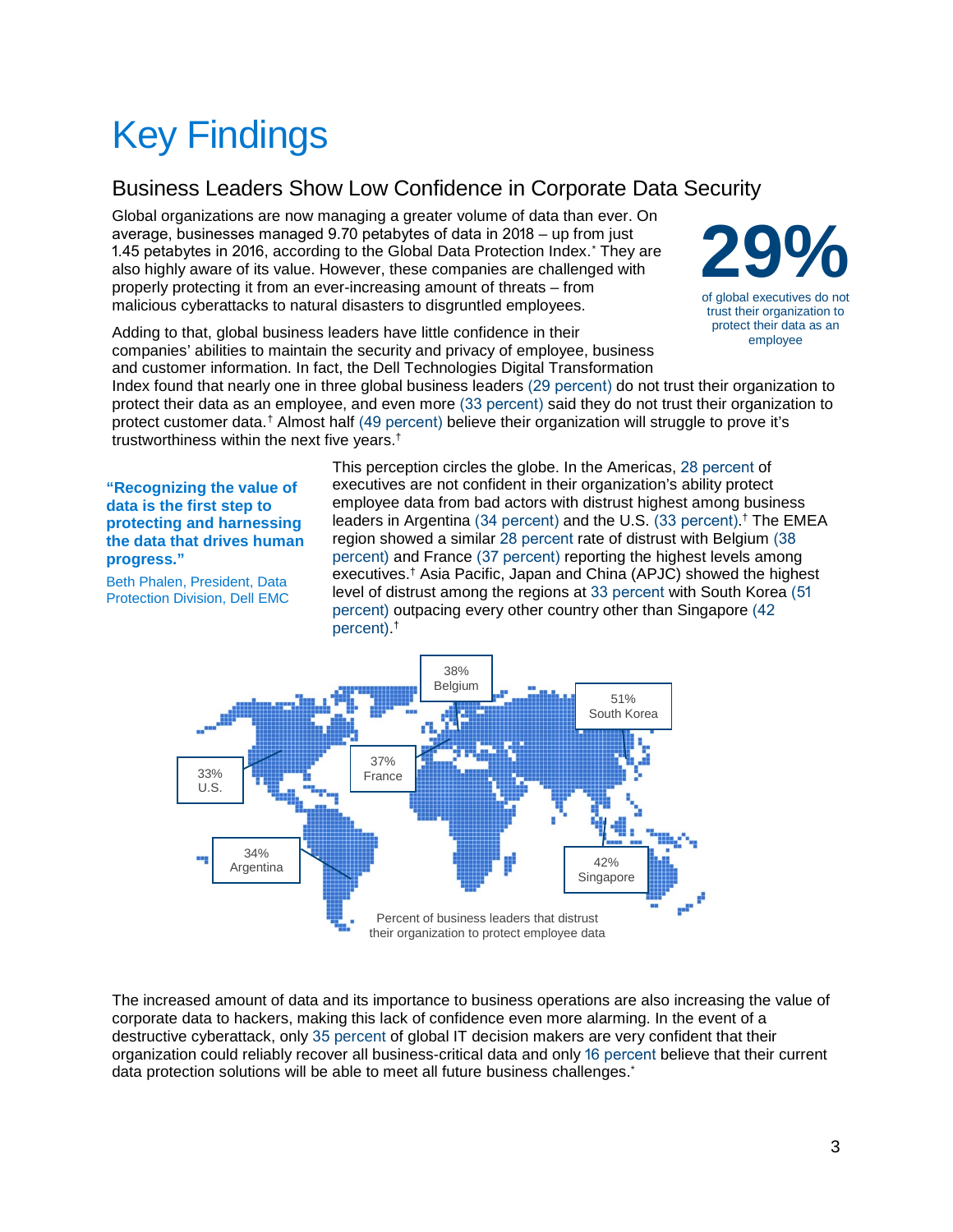# Key Findings

## Business Leaders Show Low Confidence in Corporate Data Security

Global organizations are now managing a greater volume of data than ever. On average, businesses managed 9.70 petabytes of data in 2018 – up from just 1.45 petabytes in 2016, according to the Global Data Protection Index.* They are also highly aware of its value. However, these companies are challenged with properly protecting it from an ever-increasing amount of threats – from malicious cyberattacks to natural disasters to disgruntled employees.

**29%**

of global executives do not trust their organization to protect their data as an employee

Adding to that, global business leaders have little confidence in their companies' abilities to maintain the security and privacy of employee, business and customer information. In fact, the Dell Technologies Digital Transformation Index found that nearly one in three global business leaders (29 percent) do not trust their organization to protect their data as an employee, and even more (33 percent) said they do not trust their organization to protect customer data.† Almost half (49 percent) believe their organization will struggle to prove it's trustworthiness within the next five years.†

**"Recognizing the value of data is the first step to protecting and harnessing the data that drives human progress."**

Beth Phalen, President, Data Protection Division, Dell EMC

This perception circles the globe. In the Americas, 28 percent of executives are not confident in their organization's ability protect employee data from bad actors with distrust highest among business leaders in Argentina (34 percent) and the U.S. (33 percent).† The EMEA region showed a similar 28 percent rate of distrust with Belgium (38 percent) and France (37 percent) reporting the highest levels among executives.† Asia Pacific, Japan and China (APJC) showed the highest level of distrust among the regions at 33 percent with South Korea (51 percent) outpacing every other country other than Singapore (42 percent).†

38% Belgium

51% South Korea

33% U.S.

37% France

34% Argentina

42% Singapore

Percent of business leaders that distrust their organization to protect employee data

The increased amount of data and its importance to business operations are also increasing the value of corporate data to hackers, making this lack of confidence even more alarming. In the event of a destructive cyberattack, only 35 percent of global IT decision makers are very confident that their organization could reliably recover all business-critical data and only 16 percent believe that their current data protection solutions will be able to meet all future business challenges.*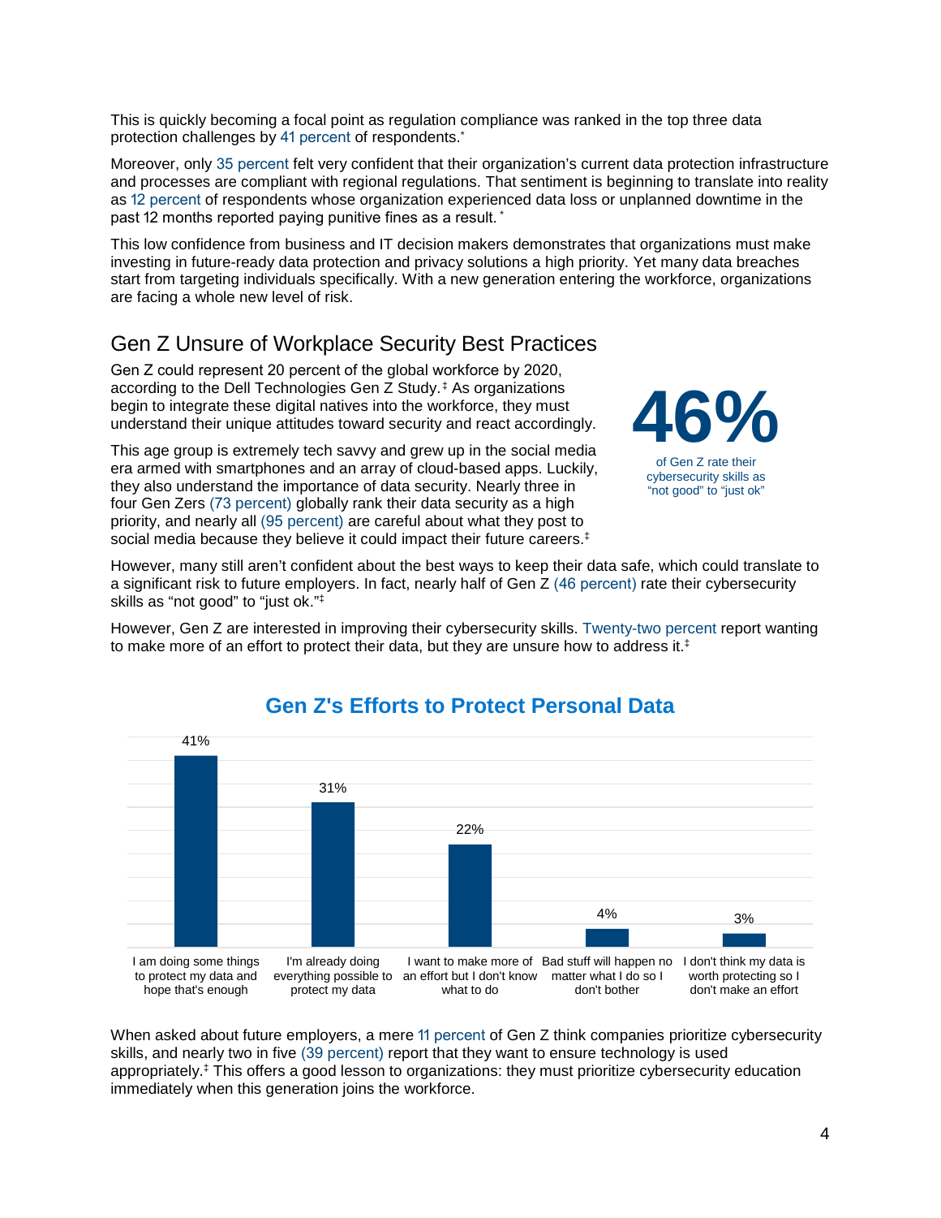This is quickly becoming a focal point as regulation compliance was ranked in the top three data protection challenges by 41 percent of respondents.*

Moreover, only 35 percent felt very confident that their organization's current data protection infrastructure and processes are compliant with regional regulations. That sentiment is beginning to translate into reality as 12 percent of respondents whose organization experienced data loss or unplanned downtime in the past 12 months reported paying punitive fines as a result.*

This low confidence from business and IT decision makers demonstrates that organizations must make investing in future-ready data protection and privacy solutions a high priority. Yet many data breaches start from targeting individuals specifically. With a new generation entering the workforce, organizations are facing a whole new level of risk.

## Gen Z Unsure of Workplace Security Best Practices

Gen Z could represent 20 percent of the global workforce by 2020, according to the Dell Technologies Gen Z Study.‡ As organizations begin to integrate these digital natives into the workforce, they must understand their unique attitudes toward security and react accordingly.

This age group is extremely tech savvy and grew up in the social media era armed with smartphones and an array of cloud-based apps. Luckily, they also understand the importance of data security. Nearly three in four Gen Zers (73 percent) globally rank their data security as a high priority, and nearly all (95 percent) are careful about what they post to social media because they believe it could impact their future careers.‡

**46%**

of Gen Z rate their cybersecurity skills as "not good" to "just ok"

However, many still aren't confident about the best ways to keep their data safe, which could translate to a significant risk to future employers. In fact, nearly half of Gen Z (46 percent) rate their cybersecurity skills as "not good" to "just ok."‡

However, Gen Z are interested in improving their cybersecurity skills. Twenty-two percent report wanting to make more of an effort to protect their data, but they are unsure how to address it.‡

**Gen Z's Efforts to Protect Personal Data**

41%
I am doing some things to protect my data and hope that's enough

31%
I'm already doing everything possible to protect my data

22%
I want to make more of an effort but I don't know what to do

4%
Bad stuff will happen no matter what I do so I don't bother

3%
I don't think my data is worth protecting so I don't make an effort

When asked about future employers, a mere 11 percent of Gen Z think companies prioritize cybersecurity skills, and nearly two in five (39 percent) report that they want to ensure technology is used appropriately.‡ This offers a good lesson to organizations: they must prioritize cybersecurity education immediately when this generation joins the workforce.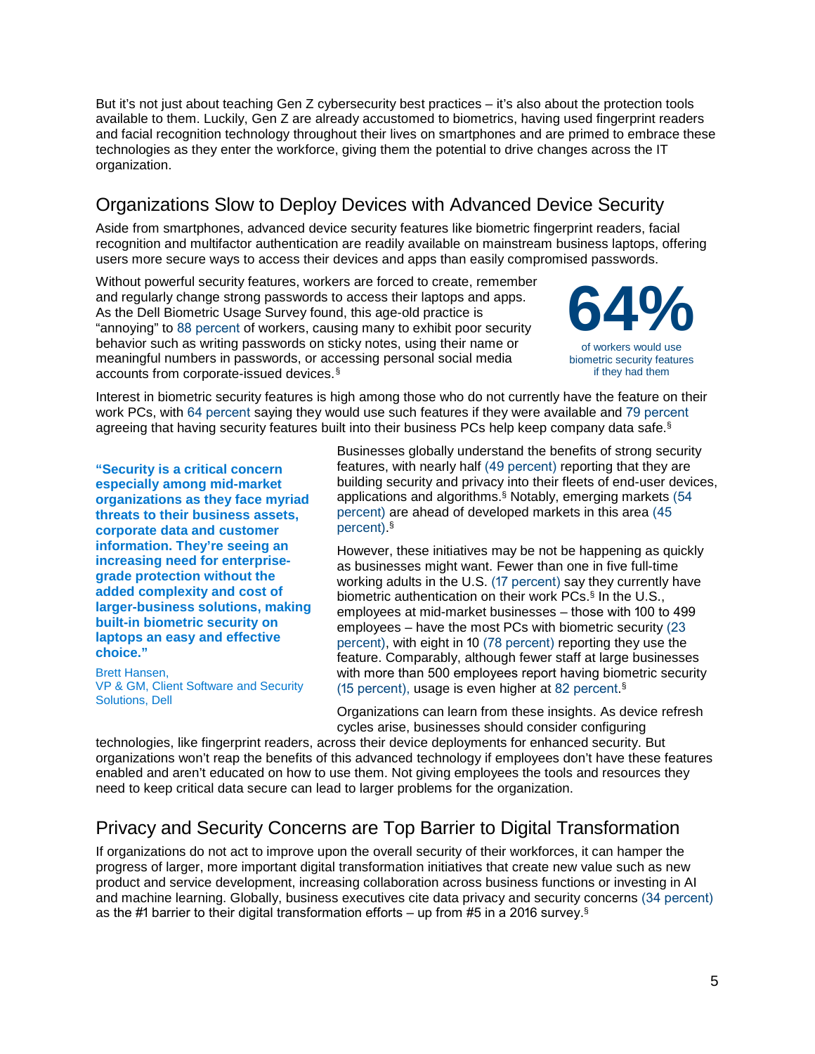But it's not just about teaching Gen Z cybersecurity best practices – it's also about the protection tools available to them. Luckily, Gen Z are already accustomed to biometrics, having used fingerprint readers and facial recognition technology throughout their lives on smartphones and are primed to embrace these technologies as they enter the workforce, giving them the potential to drive changes across the IT organization.

## Organizations Slow to Deploy Devices with Advanced Device Security

Aside from smartphones, advanced device security features like biometric fingerprint readers, facial recognition and multifactor authentication are readily available on mainstream business laptops, offering users more secure ways to access their devices and apps than easily compromised passwords.

Without powerful security features, workers are forced to create, remember and regularly change strong passwords to access their laptops and apps. As the Dell Biometric Usage Survey found, this age-old practice is "annoying" to 88 percent of workers, causing many to exhibit poor security behavior such as writing passwords on sticky notes, using their name or meaningful numbers in passwords, or accessing personal social media accounts from corporate-issued devices.§

**64%**

of workers would use biometric security features if they had them

Interest in biometric security features is high among those who do not currently have the feature on their work PCs, with 64 percent saying they would use such features if they were available and 79 percent agreeing that having security features built into their business PCs help keep company data safe.§

**"Security is a critical concern especially among mid-market organizations as they face myriad threats to their business assets, corporate data and customer information. They're seeing an increasing need for enterprise-grade protection without the added complexity and cost of larger-business solutions, making built-in biometric security on laptops an easy and effective choice."**

Brett Hansen,
VP & GM, Client Software and Security Solutions, Dell

Businesses globally understand the benefits of strong security features, with nearly half (49 percent) reporting that they are building security and privacy into their fleets of end-user devices, applications and algorithms.§ Notably, emerging markets (54 percent) are ahead of developed markets in this area (45 percent).§

However, these initiatives may be not be happening as quickly as businesses might want. Fewer than one in five full-time working adults in the U.S. (17 percent) say they currently have biometric authentication on their work PCs.§ In the U.S., employees at mid-market businesses – those with 100 to 499 employees – have the most PCs with biometric security (23 percent), with eight in 10 (78 percent) reporting they use the feature. Comparably, although fewer staff at large businesses with more than 500 employees report having biometric security (15 percent), usage is even higher at 82 percent.§

Organizations can learn from these insights. As device refresh cycles arise, businesses should consider configuring technologies, like fingerprint readers, across their device deployments for enhanced security. But organizations won't reap the benefits of this advanced technology if employees don't have these features enabled and aren't educated on how to use them. Not giving employees the tools and resources they need to keep critical data secure can lead to larger problems for the organization.

## Privacy and Security Concerns are Top Barrier to Digital Transformation

If organizations do not act to improve upon the overall security of their workforces, it can hamper the progress of larger, more important digital transformation initiatives that create new value such as new product and service development, increasing collaboration across business functions or investing in AI and machine learning. Globally, business executives cite data privacy and security concerns (34 percent) as the #1 barrier to their digital transformation efforts – up from #5 in a 2016 survey.§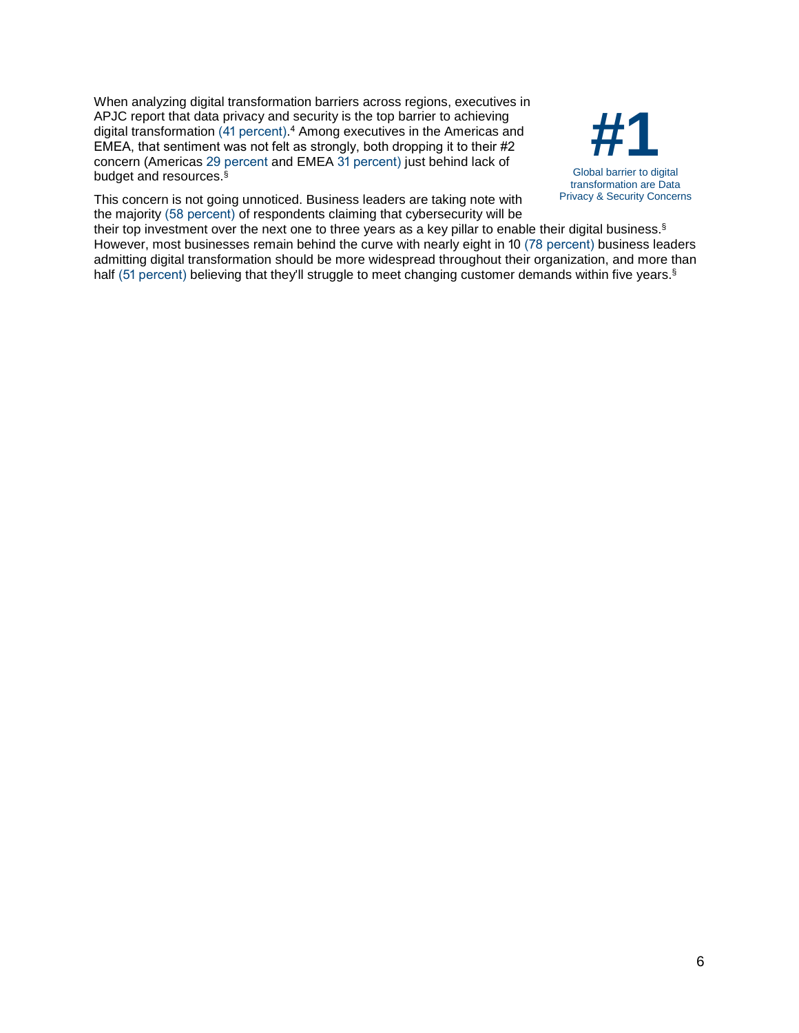When analyzing digital transformation barriers across regions, executives in APJC report that data privacy and security is the top barrier to achieving digital transformation (41 percent).[4] Among executives in the Americas and EMEA, that sentiment was not felt as strongly, both dropping it to their #2 concern (Americas 29 percent and EMEA 31 percent) just behind lack of budget and resources.[§]

**#1**

Global barrier to digital transformation are Data Privacy & Security Concerns

This concern is not going unnoticed. Business leaders are taking note with the majority (58 percent) of respondents claiming that cybersecurity will be their top investment over the next one to three years as a key pillar to enable their digital business.[§] However, most businesses remain behind the curve with nearly eight in 10 (78 percent) business leaders admitting digital transformation should be more widespread throughout their organization, and more than half (51 percent) believing that they'll struggle to meet changing customer demands within five years.[§]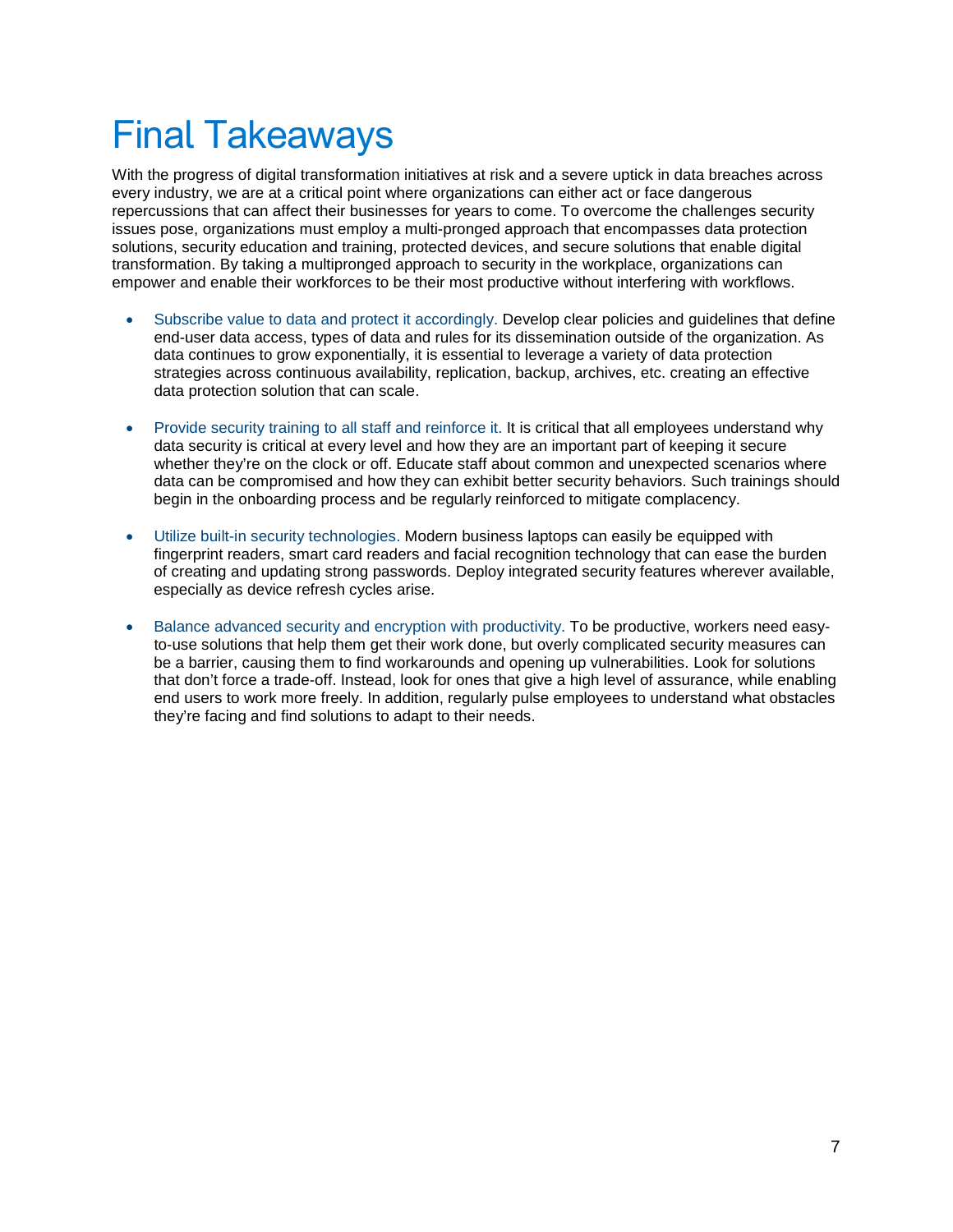# Final Takeaways

With the progress of digital transformation initiatives at risk and a severe uptick in data breaches across every industry, we are at a critical point where organizations can either act or face dangerous repercussions that can affect their businesses for years to come. To overcome the challenges security issues pose, organizations must employ a multi-pronged approach that encompasses data protection solutions, security education and training, protected devices, and secure solutions that enable digital transformation. By taking a multipronged approach to security in the workplace, organizations can empower and enable their workforces to be their most productive without interfering with workflows.

- Subscribe value to data and protect it accordingly. Develop clear policies and guidelines that define end-user data access, types of data and rules for its dissemination outside of the organization. As data continues to grow exponentially, it is essential to leverage a variety of data protection strategies across continuous availability, replication, backup, archives, etc. creating an effective data protection solution that can scale.

- Provide security training to all staff and reinforce it. It is critical that all employees understand why data security is critical at every level and how they are an important part of keeping it secure whether they're on the clock or off. Educate staff about common and unexpected scenarios where data can be compromised and how they can exhibit better security behaviors. Such trainings should begin in the onboarding process and be regularly reinforced to mitigate complacency.

- Utilize built-in security technologies. Modern business laptops can easily be equipped with fingerprint readers, smart card readers and facial recognition technology that can ease the burden of creating and updating strong passwords. Deploy integrated security features wherever available, especially as device refresh cycles arise.

- Balance advanced security and encryption with productivity. To be productive, workers need easy-to-use solutions that help them get their work done, but overly complicated security measures can be a barrier, causing them to find workarounds and opening up vulnerabilities. Look for solutions that don't force a trade-off. Instead, look for ones that give a high level of assurance, while enabling end users to work more freely. In addition, regularly pulse employees to understand what obstacles they're facing and find solutions to adapt to their needs.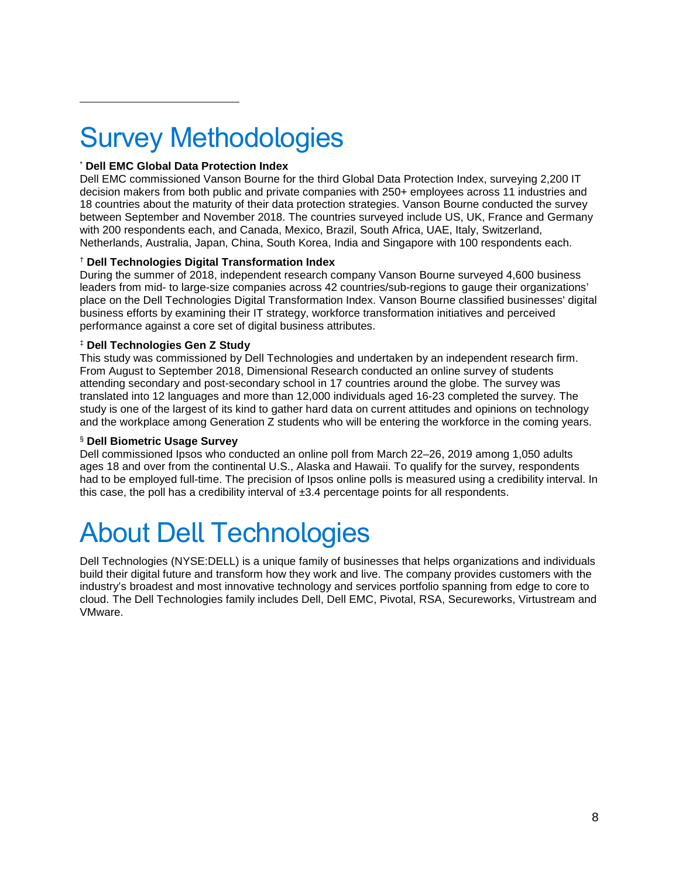# Survey Methodologies

[*] **Dell EMC Global Data Protection Index**

Dell EMC commissioned Vanson Bourne for the third Global Data Protection Index, surveying 2,200 IT decision makers from both public and private companies with 250+ employees across 11 industries and 18 countries about the maturity of their data protection strategies. Vanson Bourne conducted the survey between September and November 2018. The countries surveyed include US, UK, France and Germany with 200 respondents each, and Canada, Mexico, Brazil, South Africa, UAE, Italy, Switzerland, Netherlands, Australia, Japan, China, South Korea, India and Singapore with 100 respondents each.

[†] **Dell Technologies Digital Transformation Index**

During the summer of 2018, independent research company Vanson Bourne surveyed 4,600 business leaders from mid- to large-size companies across 42 countries/sub-regions to gauge their organizations' place on the Dell Technologies Digital Transformation Index. Vanson Bourne classified businesses' digital business efforts by examining their IT strategy, workforce transformation initiatives and perceived performance against a core set of digital business attributes.

[‡] **Dell Technologies Gen Z Study**

This study was commissioned by Dell Technologies and undertaken by an independent research firm. From August to September 2018, Dimensional Research conducted an online survey of students attending secondary and post-secondary school in 17 countries around the globe. The survey was translated into 12 languages and more than 12,000 individuals aged 16-23 completed the survey. The study is one of the largest of its kind to gather hard data on current attitudes and opinions on technology and the workplace among Generation Z students who will be entering the workforce in the coming years.

[§] **Dell Biometric Usage Survey**

Dell commissioned Ipsos who conducted an online poll from March 22–26, 2019 among 1,050 adults ages 18 and over from the continental U.S., Alaska and Hawaii. To qualify for the survey, respondents had to be employed full-time. The precision of Ipsos online polls is measured using a credibility interval. In this case, the poll has a credibility interval of ±3.4 percentage points for all respondents.

# About Dell Technologies

Dell Technologies (NYSE:DELL) is a unique family of businesses that helps organizations and individuals build their digital future and transform how they work and live. The company provides customers with the industry's broadest and most innovative technology and services portfolio spanning from edge to core to cloud. The Dell Technologies family includes Dell, Dell EMC, Pivotal, RSA, Secureworks, Virtustream and VMware.